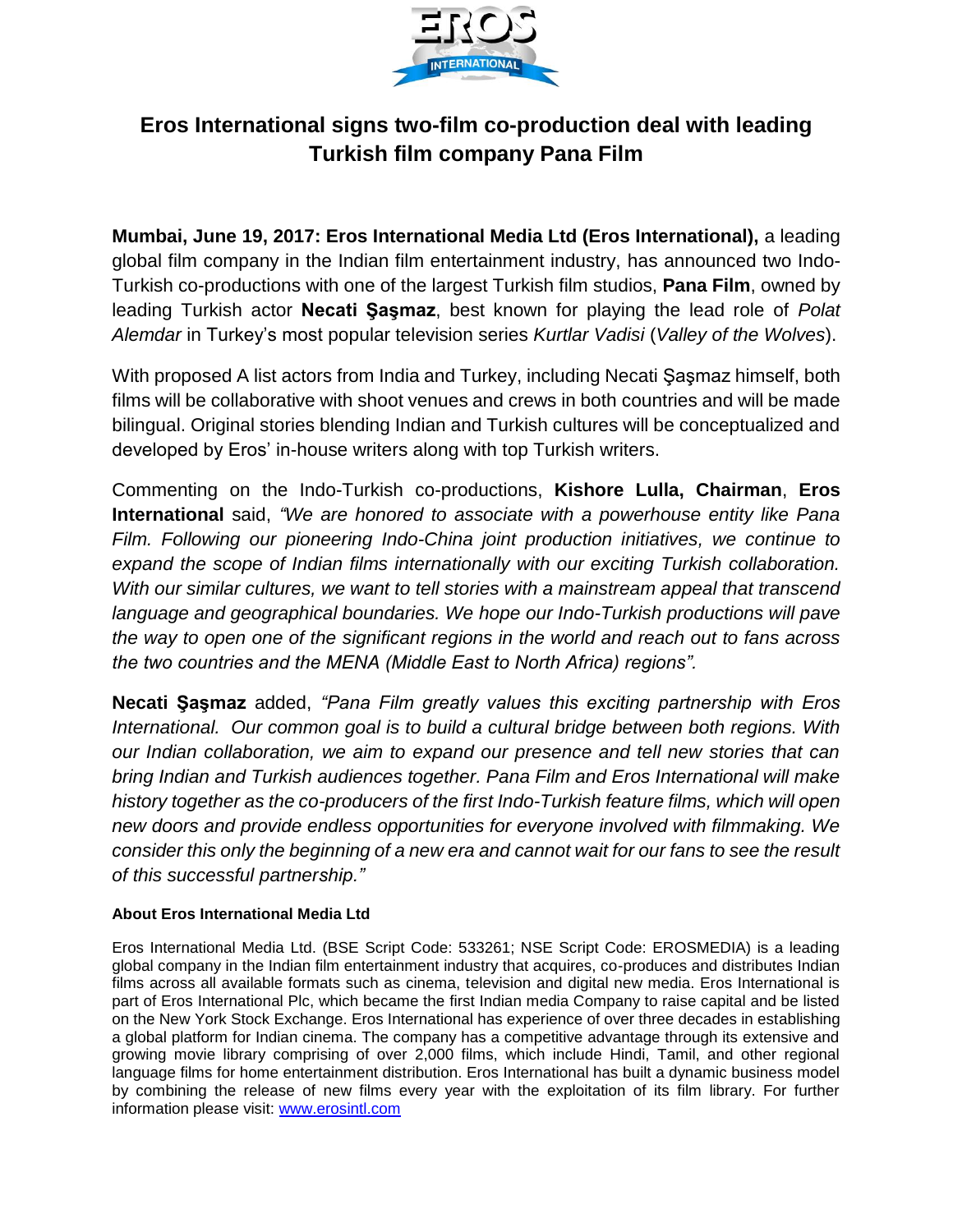# Eros International signs two-film co-production deal with leading Turkish film company Pana Film

**Mumbai, June 19, 2017: Eros International Media Ltd (Eros International),** a leading global film company in the Indian film entertainment industry, has announced two Indo-Turkish co-productions with one of the largest Turkish film studios, **Pana Film**, owned by leading Turkish actor **Necati Şaşmaz**, best known for playing the lead role of *Polat Alemdar* in Turkey's most popular television series *Kurtlar Vadisi* (*Valley of the Wolves*).

With proposed A list actors from India and Turkey, including Necati Şaşmaz himself, both films will be collaborative with shoot venues and crews in both countries and will be made bilingual. Original stories blending Indian and Turkish cultures will be conceptualized and developed by Eros' in-house writers along with top Turkish writers.

Commenting on the Indo-Turkish co-productions, **Kishore Lulla, Chairman**, **Eros International** said, *"We are honored to associate with a powerhouse entity like Pana Film. Following our pioneering Indo-China joint production initiatives, we continue to expand the scope of Indian films internationally with our exciting Turkish collaboration. With our similar cultures, we want to tell stories with a mainstream appeal that transcend language and geographical boundaries. We hope our Indo-Turkish productions will pave the way to open one of the significant regions in the world and reach out to fans across the two countries and the MENA (Middle East to North Africa) regions".*

**Necati Şaşmaz** added, *"Pana Film greatly values this exciting partnership with Eros International. Our common goal is to build a cultural bridge between both regions. With our Indian collaboration, we aim to expand our presence and tell new stories that can bring Indian and Turkish audiences together. Pana Film and Eros International will make history together as the co-producers of the first Indo-Turkish feature films, which will open new doors and provide endless opportunities for everyone involved with filmmaking. We consider this only the beginning of a new era and cannot wait for our fans to see the result of this successful partnership."*

**About Eros International Media Ltd**

Eros International Media Ltd. (BSE Script Code: 533261; NSE Script Code: EROSMEDIA) is a leading global company in the Indian film entertainment industry that acquires, co-produces and distributes Indian films across all available formats such as cinema, television and digital new media. Eros International is part of Eros International Plc, which became the first Indian media Company to raise capital and be listed on the New York Stock Exchange. Eros International has experience of over three decades in establishing a global platform for Indian cinema. The company has a competitive advantage through its extensive and growing movie library comprising of over 2,000 films, which include Hindi, Tamil, and other regional language films for home entertainment distribution. Eros International has built a dynamic business model by combining the release of new films every year with the exploitation of its film library. For further information please visit: [www.erosintl.com](http://www.erosintl.com)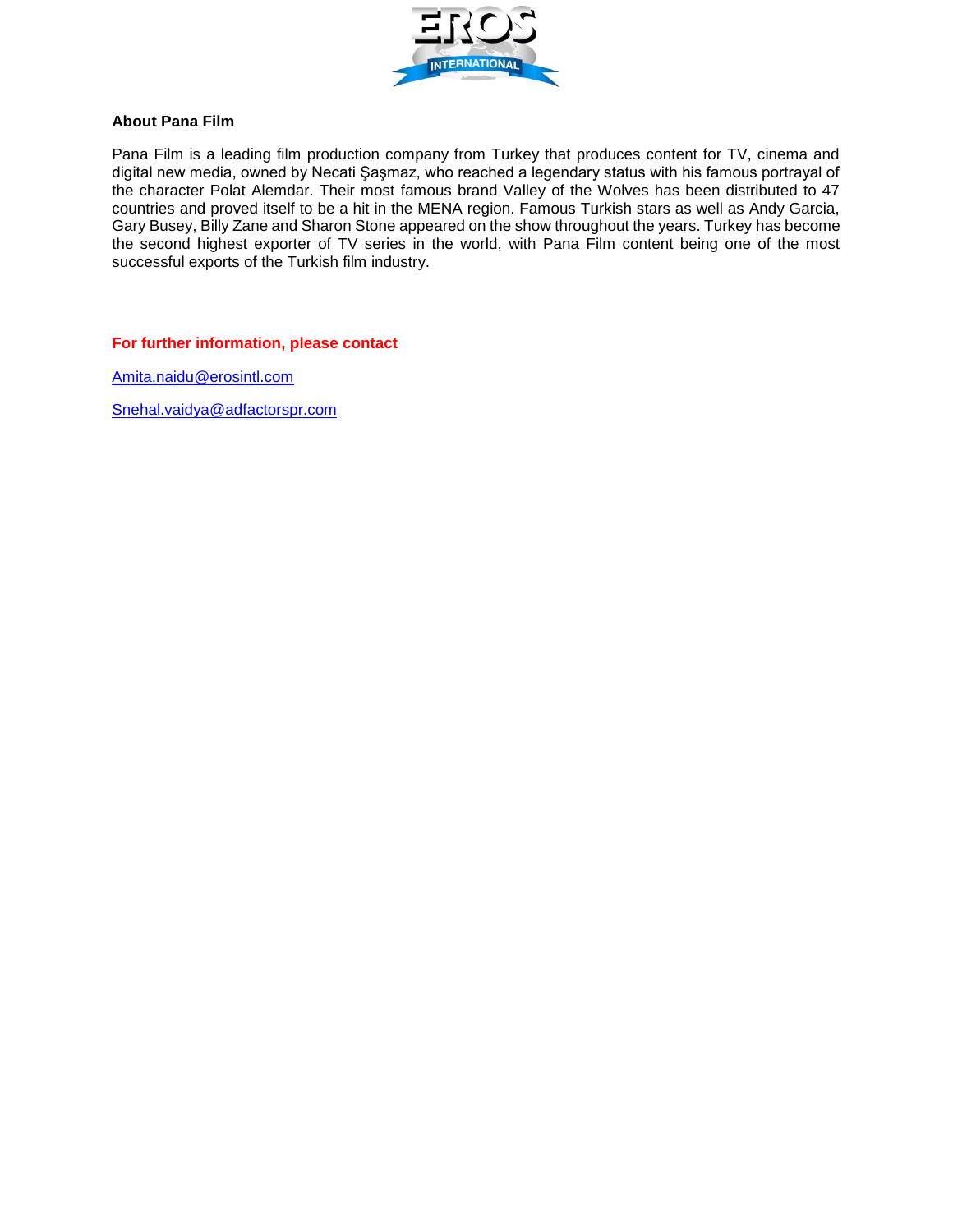## About Pana Film

Pana Film is a leading film production company from Turkey that produces content for TV, cinema and digital new media, owned by Necati Şaşmaz, who reached a legendary status with his famous portrayal of the character Polat Alemdar. Their most famous brand Valley of the Wolves has been distributed to 47 countries and proved itself to be a hit in the MENA region. Famous Turkish stars as well as Andy Garcia, Gary Busey, Billy Zane and Sharon Stone appeared on the show throughout the years. Turkey has become the second highest exporter of TV series in the world, with Pana Film content being one of the most successful exports of the Turkish film industry.

**For further information, please contact**

Amita.naidu@erosintl.com

Snehal.vaidya@adfactorspr.com